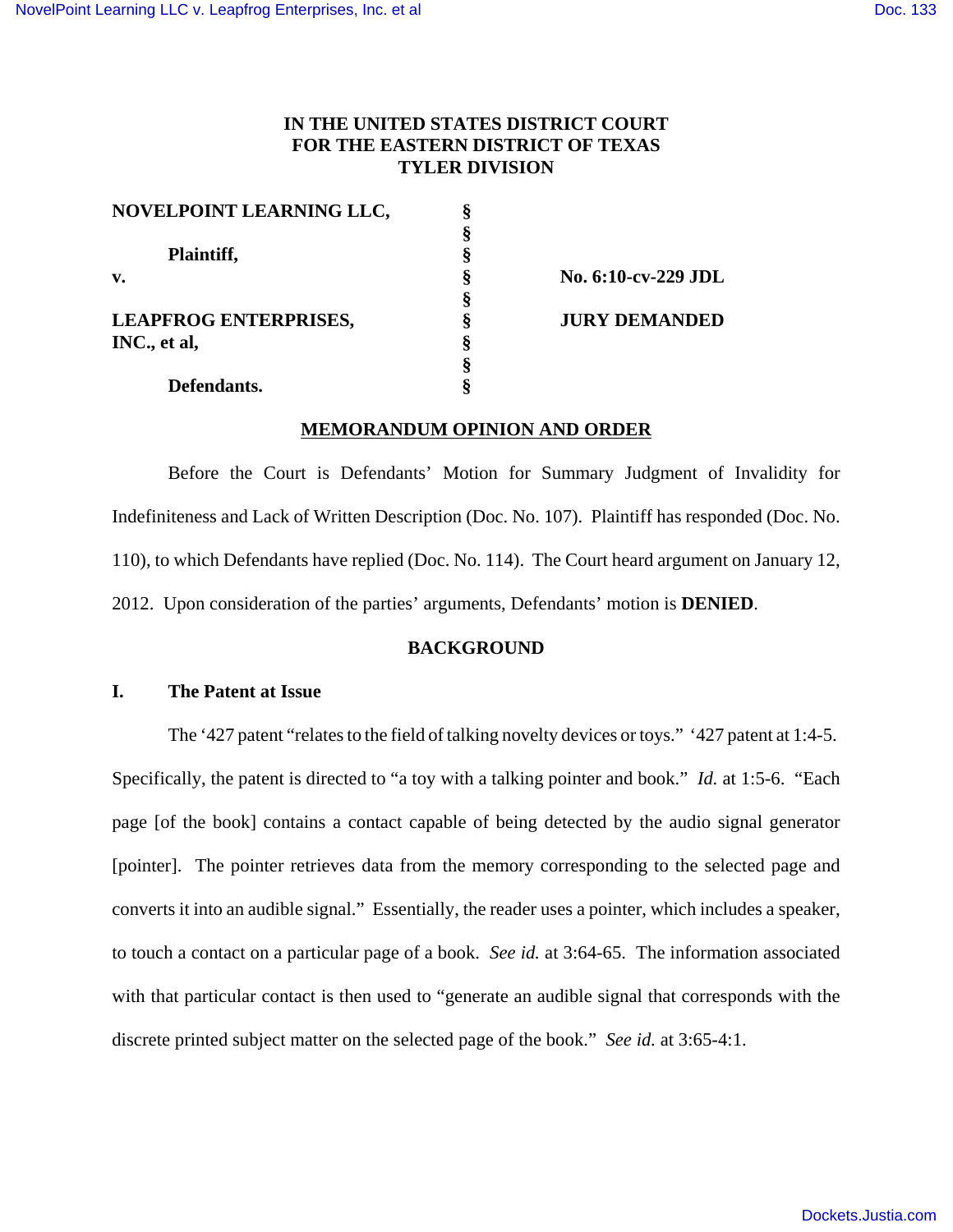# IN THE UNITED STATES DISTRICT COURT FOR THE EASTERN DISTRICT OF TEXAS TYLER DIVISION

| | | |
|---|---|---|
| **NOVELPOINT LEARNING LLC,** | § | |
| | § | |
| **Plaintiff,** | § | |
| **v.** | § | **No. 6:10-cv-229 JDL** |
| | § | |
| **LEAPFROG ENTERPRISES, INC., et al,** | § | **JURY DEMANDED** |
| | § | |
| **Defendants.** | § | |

## MEMORANDUM OPINION AND ORDER

Before the Court is Defendants' Motion for Summary Judgment of Invalidity for Indefiniteness and Lack of Written Description (Doc. No. 107). Plaintiff has responded (Doc. No. 110), to which Defendants have replied (Doc. No. 114). The Court heard argument on January 12, 2012. Upon consideration of the parties' arguments, Defendants' motion is **DENIED**.

## BACKGROUND

### I. The Patent at Issue

The '427 patent "relates to the field of talking novelty devices or toys." '427 patent at 1:4-5. Specifically, the patent is directed to "a toy with a talking pointer and book." *Id.* at 1:5-6. "Each page [of the book] contains a contact capable of being detected by the audio signal generator [pointer]. The pointer retrieves data from the memory corresponding to the selected page and converts it into an audible signal." Essentially, the reader uses a pointer, which includes a speaker, to touch a contact on a particular page of a book. *See id.* at 3:64-65. The information associated with that particular contact is then used to "generate an audible signal that corresponds with the discrete printed subject matter on the selected page of the book." *See id.* at 3:65-4:1.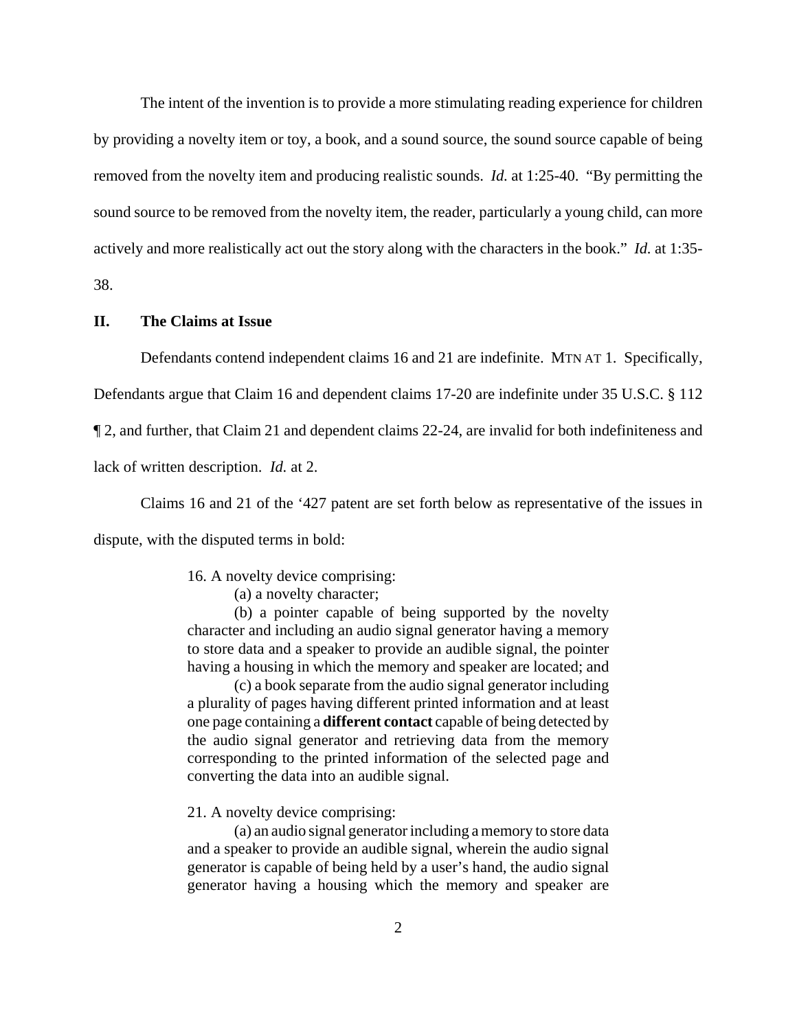The intent of the invention is to provide a more stimulating reading experience for children by providing a novelty item or toy, a book, and a sound source, the sound source capable of being removed from the novelty item and producing realistic sounds. *Id.* at 1:25-40. "By permitting the sound source to be removed from the novelty item, the reader, particularly a young child, can more actively and more realistically act out the story along with the characters in the book." *Id.* at 1:35-38.

## II. The Claims at Issue

Defendants contend independent claims 16 and 21 are indefinite. MTN AT 1. Specifically, Defendants argue that Claim 16 and dependent claims 17-20 are indefinite under 35 U.S.C. § 112 ¶ 2, and further, that Claim 21 and dependent claims 22-24, are invalid for both indefiniteness and lack of written description. *Id.* at 2.

Claims 16 and 21 of the '427 patent are set forth below as representative of the issues in dispute, with the disputed terms in bold:

> 16. A novelty device comprising:
>
> (a) a novelty character;
>
> (b) a pointer capable of being supported by the novelty character and including an audio signal generator having a memory to store data and a speaker to provide an audible signal, the pointer having a housing in which the memory and speaker are located; and
>
> (c) a book separate from the audio signal generator including a plurality of pages having different printed information and at least one page containing a **different contact** capable of being detected by the audio signal generator and retrieving data from the memory corresponding to the printed information of the selected page and converting the data into an audible signal.
>
> 21. A novelty device comprising:
>
> (a) an audio signal generator including a memory to store data and a speaker to provide an audible signal, wherein the audio signal generator is capable of being held by a user's hand, the audio signal generator having a housing which the memory and speaker are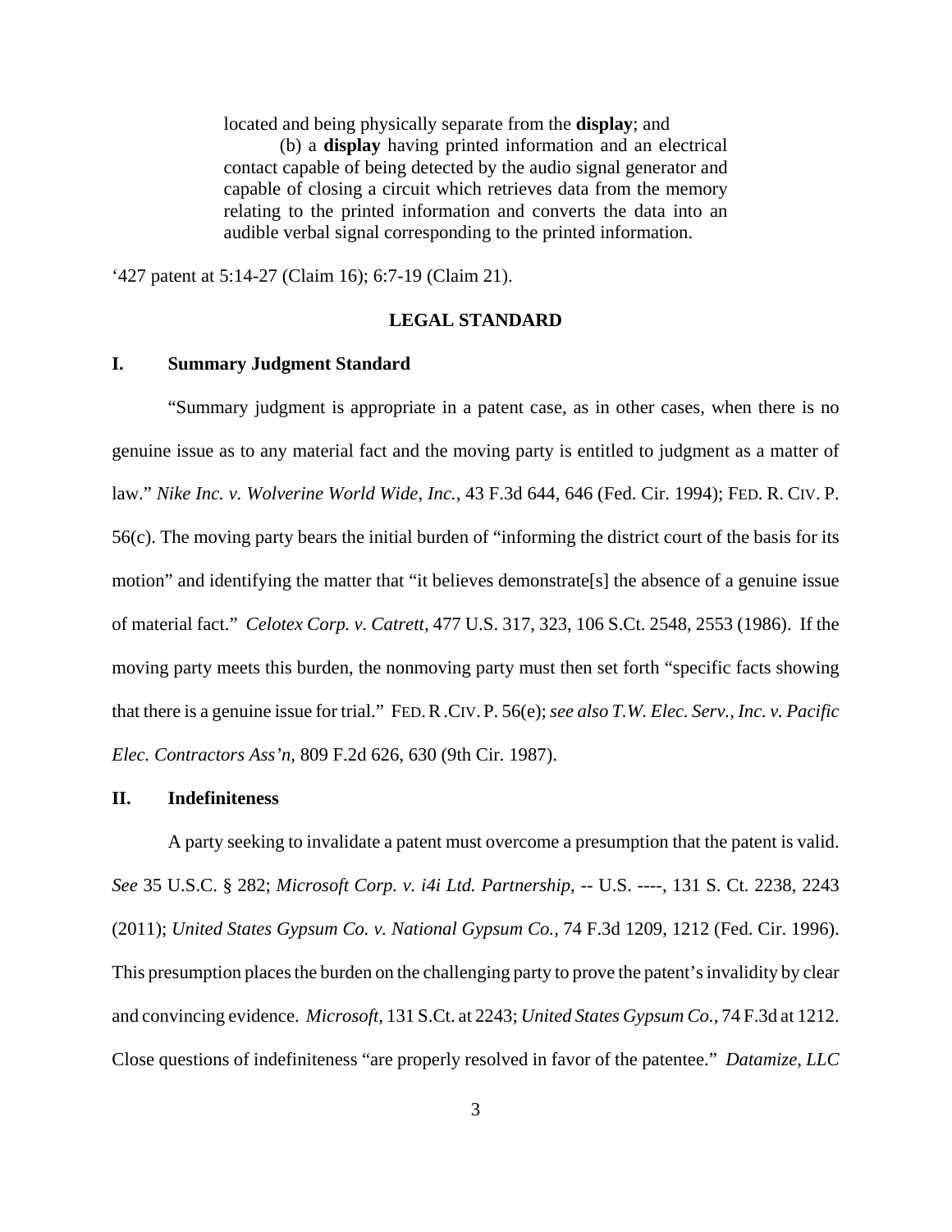> located and being physically separate from the **display**; and
>
> (b) a **display** having printed information and an electrical contact capable of being detected by the audio signal generator and capable of closing a circuit which retrieves data from the memory relating to the printed information and converts the data into an audible verbal signal corresponding to the printed information.

'427 patent at 5:14-27 (Claim 16); 6:7-19 (Claim 21).

## LEGAL STANDARD

### I. Summary Judgment Standard

"Summary judgment is appropriate in a patent case, as in other cases, when there is no genuine issue as to any material fact and the moving party is entitled to judgment as a matter of law." *Nike Inc. v. Wolverine World Wide, Inc.*, 43 F.3d 644, 646 (Fed. Cir. 1994); FED. R. CIV. P. 56(c). The moving party bears the initial burden of "informing the district court of the basis for its motion" and identifying the matter that "it believes demonstrate[s] the absence of a genuine issue of material fact." *Celotex Corp. v. Catrett*, 477 U.S. 317, 323, 106 S.Ct. 2548, 2553 (1986). If the moving party meets this burden, the nonmoving party must then set forth "specific facts showing that there is a genuine issue for trial." FED. R .CIV. P. 56(e); *see also T.W. Elec. Serv., Inc. v. Pacific Elec. Contractors Ass'n*, 809 F.2d 626, 630 (9th Cir. 1987).

### II. Indefiniteness

A party seeking to invalidate a patent must overcome a presumption that the patent is valid. *See* 35 U.S.C. § 282; *Microsoft Corp. v. i4i Ltd. Partnership*, -- U.S. ----, 131 S. Ct. 2238, 2243 (2011); *United States Gypsum Co. v. National Gypsum Co.*, 74 F.3d 1209, 1212 (Fed. Cir. 1996). This presumption places the burden on the challenging party to prove the patent's invalidity by clear and convincing evidence. *Microsoft*, 131 S.Ct. at 2243; *United States Gypsum Co.*, 74 F.3d at 1212. Close questions of indefiniteness "are properly resolved in favor of the patentee." *Datamize, LLC*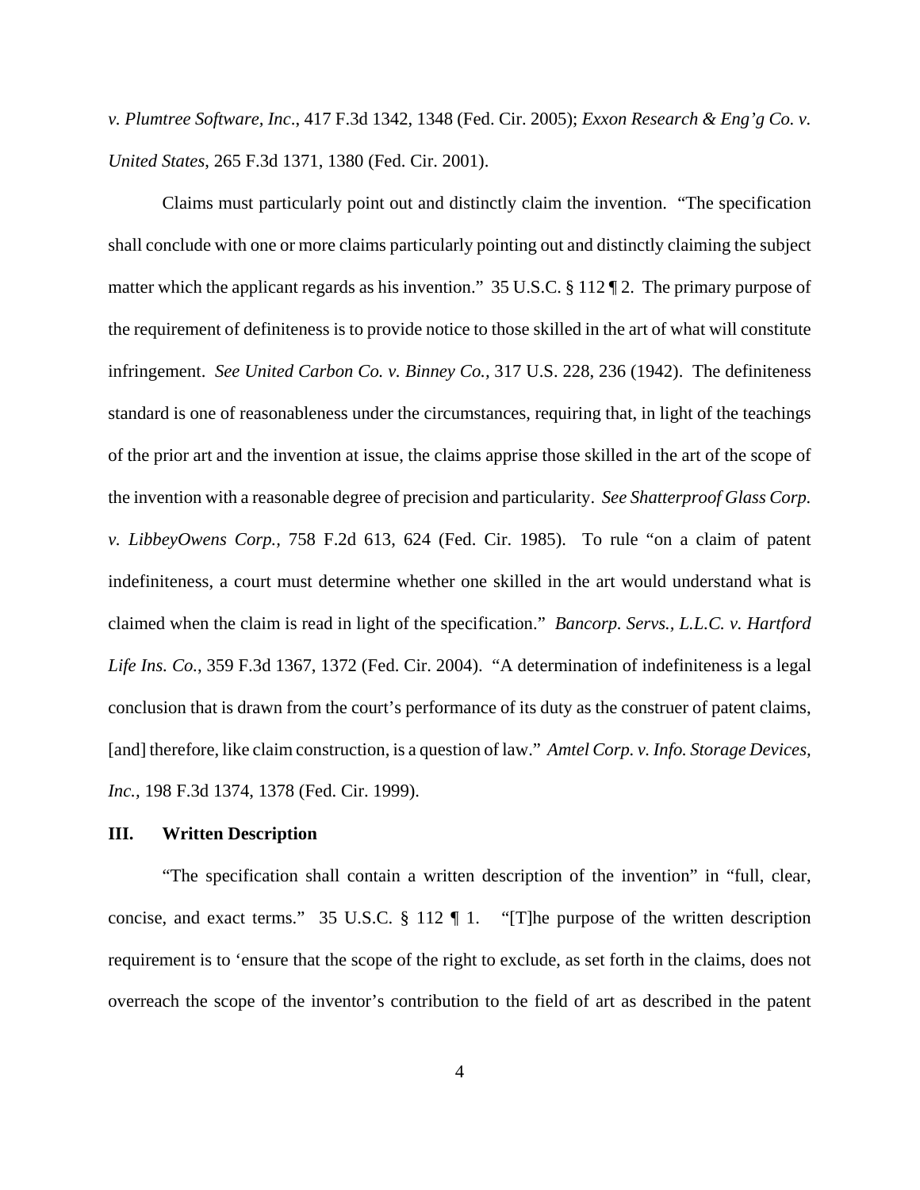*v. Plumtree Software, Inc*., 417 F.3d 1342, 1348 (Fed. Cir. 2005); *Exxon Research & Eng'g Co. v. United States*, 265 F.3d 1371, 1380 (Fed. Cir. 2001).

Claims must particularly point out and distinctly claim the invention. "The specification shall conclude with one or more claims particularly pointing out and distinctly claiming the subject matter which the applicant regards as his invention." 35 U.S.C. § 112 ¶ 2. The primary purpose of the requirement of definiteness is to provide notice to those skilled in the art of what will constitute infringement. *See United Carbon Co. v. Binney Co.*, 317 U.S. 228, 236 (1942). The definiteness standard is one of reasonableness under the circumstances, requiring that, in light of the teachings of the prior art and the invention at issue, the claims apprise those skilled in the art of the scope of the invention with a reasonable degree of precision and particularity. *See Shatterproof Glass Corp. v. LibbeyOwens Corp.*, 758 F.2d 613, 624 (Fed. Cir. 1985). To rule "on a claim of patent indefiniteness, a court must determine whether one skilled in the art would understand what is claimed when the claim is read in light of the specification." *Bancorp. Servs., L.L.C. v. Hartford Life Ins. Co.*, 359 F.3d 1367, 1372 (Fed. Cir. 2004). "A determination of indefiniteness is a legal conclusion that is drawn from the court's performance of its duty as the construer of patent claims, [and] therefore, like claim construction, is a question of law." *Amtel Corp. v. Info. Storage Devices, Inc.*, 198 F.3d 1374, 1378 (Fed. Cir. 1999).

## III. Written Description

"The specification shall contain a written description of the invention" in "full, clear, concise, and exact terms." 35 U.S.C. § 112 ¶ 1. "[T]he purpose of the written description requirement is to 'ensure that the scope of the right to exclude, as set forth in the claims, does not overreach the scope of the inventor's contribution to the field of art as described in the patent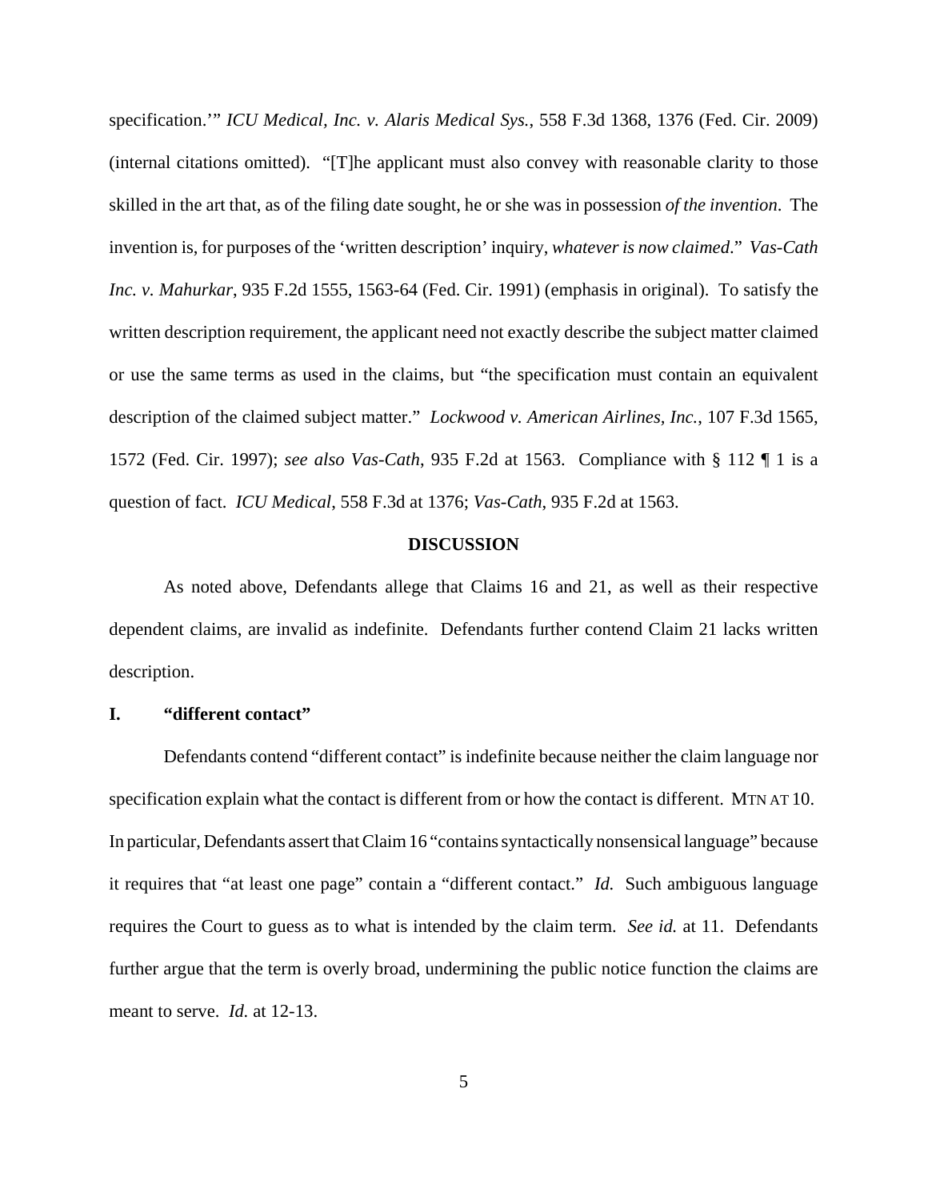specification.'" *ICU Medical, Inc. v. Alaris Medical Sys.*, 558 F.3d 1368, 1376 (Fed. Cir. 2009) (internal citations omitted). "[T]he applicant must also convey with reasonable clarity to those skilled in the art that, as of the filing date sought, he or she was in possession *of the invention*. The invention is, for purposes of the 'written description' inquiry, *whatever is now claimed*." *Vas-Cath Inc. v. Mahurkar*, 935 F.2d 1555, 1563-64 (Fed. Cir. 1991) (emphasis in original). To satisfy the written description requirement, the applicant need not exactly describe the subject matter claimed or use the same terms as used in the claims, but "the specification must contain an equivalent description of the claimed subject matter." *Lockwood v. American Airlines, Inc.*, 107 F.3d 1565, 1572 (Fed. Cir. 1997); *see also Vas-Cath*, 935 F.2d at 1563. Compliance with § 112 ¶ 1 is a question of fact. *ICU Medical*, 558 F.3d at 1376; *Vas-Cath*, 935 F.2d at 1563.

## DISCUSSION

As noted above, Defendants allege that Claims 16 and 21, as well as their respective dependent claims, are invalid as indefinite. Defendants further contend Claim 21 lacks written description.

### I. "different contact"

Defendants contend "different contact" is indefinite because neither the claim language nor specification explain what the contact is different from or how the contact is different. MTN AT 10. In particular, Defendants assert that Claim 16 "contains syntactically nonsensical language" because it requires that "at least one page" contain a "different contact." *Id.* Such ambiguous language requires the Court to guess as to what is intended by the claim term. *See id.* at 11. Defendants further argue that the term is overly broad, undermining the public notice function the claims are meant to serve. *Id.* at 12-13.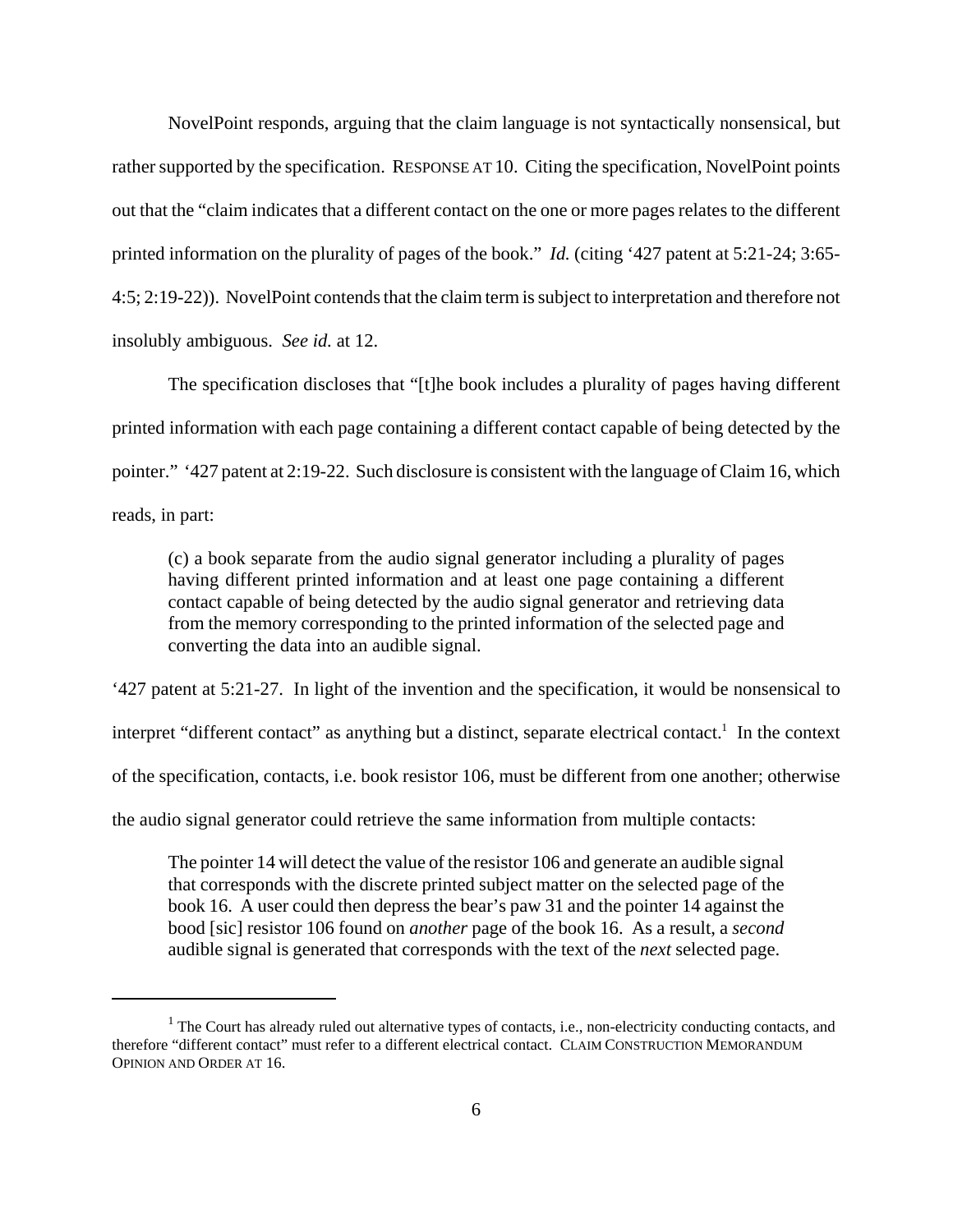NovelPoint responds, arguing that the claim language is not syntactically nonsensical, but rather supported by the specification. RESPONSE AT 10. Citing the specification, NovelPoint points out that the "claim indicates that a different contact on the one or more pages relates to the different printed information on the plurality of pages of the book." *Id.* (citing '427 patent at 5:21-24; 3:65-4:5; 2:19-22)). NovelPoint contends that the claim term is subject to interpretation and therefore not insolubly ambiguous. *See id.* at 12.

The specification discloses that "[t]he book includes a plurality of pages having different printed information with each page containing a different contact capable of being detected by the pointer." '427 patent at 2:19-22. Such disclosure is consistent with the language of Claim 16, which reads, in part:

> (c) a book separate from the audio signal generator including a plurality of pages having different printed information and at least one page containing a different contact capable of being detected by the audio signal generator and retrieving data from the memory corresponding to the printed information of the selected page and converting the data into an audible signal.

'427 patent at 5:21-27. In light of the invention and the specification, it would be nonsensical to interpret "different contact" as anything but a distinct, separate electrical contact.[1] In the context of the specification, contacts, i.e. book resistor 106, must be different from one another; otherwise the audio signal generator could retrieve the same information from multiple contacts:

> The pointer 14 will detect the value of the resistor 106 and generate an audible signal that corresponds with the discrete printed subject matter on the selected page of the book 16. A user could then depress the bear's paw 31 and the pointer 14 against the bood [sic] resistor 106 found on *another* page of the book 16. As a result, a *second* audible signal is generated that corresponds with the text of the *next* selected page.

---

[1] The Court has already ruled out alternative types of contacts, i.e., non-electricity conducting contacts, and therefore "different contact" must refer to a different electrical contact. CLAIM CONSTRUCTION MEMORANDUM OPINION AND ORDER AT 16.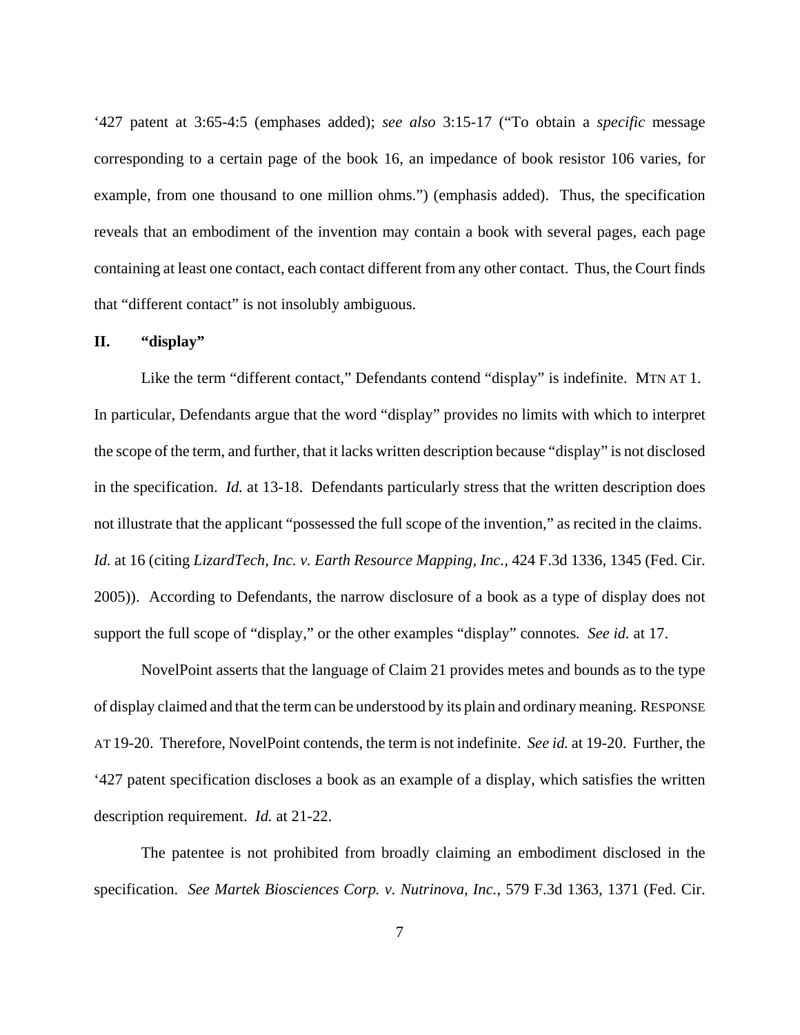'427 patent at 3:65-4:5 (emphases added); *see also* 3:15-17 ("To obtain a *specific* message corresponding to a certain page of the book 16, an impedance of book resistor 106 varies, for example, from one thousand to one million ohms.") (emphasis added). Thus, the specification reveals that an embodiment of the invention may contain a book with several pages, each page containing at least one contact, each contact different from any other contact. Thus, the Court finds that "different contact" is not insolubly ambiguous.

## II. "display"

Like the term "different contact," Defendants contend "display" is indefinite. MTN AT 1. In particular, Defendants argue that the word "display" provides no limits with which to interpret the scope of the term, and further, that it lacks written description because "display" is not disclosed in the specification. *Id.* at 13-18. Defendants particularly stress that the written description does not illustrate that the applicant "possessed the full scope of the invention," as recited in the claims. *Id.* at 16 (citing *LizardTech, Inc. v. Earth Resource Mapping, Inc.*, 424 F.3d 1336, 1345 (Fed. Cir. 2005)). According to Defendants, the narrow disclosure of a book as a type of display does not support the full scope of "display," or the other examples "display" connotes*.* *See id.* at 17.

NovelPoint asserts that the language of Claim 21 provides metes and bounds as to the type of display claimed and that the term can be understood by its plain and ordinary meaning. RESPONSE AT 19-20. Therefore, NovelPoint contends, the term is not indefinite. *See id.* at 19-20. Further, the '427 patent specification discloses a book as an example of a display, which satisfies the written description requirement. *Id.* at 21-22.

The patentee is not prohibited from broadly claiming an embodiment disclosed in the specification. *See Martek Biosciences Corp. v. Nutrinova, Inc.*, 579 F.3d 1363, 1371 (Fed. Cir.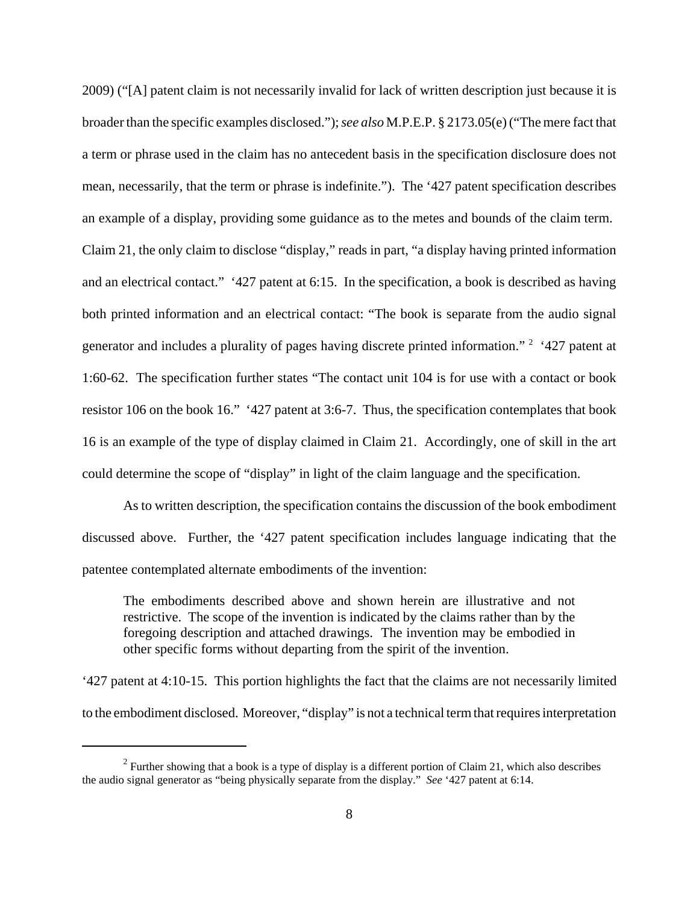2009) ("[A] patent claim is not necessarily invalid for lack of written description just because it is broader than the specific examples disclosed."); *see also* M.P.E.P. § 2173.05(e) ("The mere fact that a term or phrase used in the claim has no antecedent basis in the specification disclosure does not mean, necessarily, that the term or phrase is indefinite."). The '427 patent specification describes an example of a display, providing some guidance as to the metes and bounds of the claim term. Claim 21, the only claim to disclose "display," reads in part, "a display having printed information and an electrical contact." '427 patent at 6:15. In the specification, a book is described as having both printed information and an electrical contact: "The book is separate from the audio signal generator and includes a plurality of pages having discrete printed information." [2] '427 patent at 1:60-62. The specification further states "The contact unit 104 is for use with a contact or book resistor 106 on the book 16." '427 patent at 3:6-7. Thus, the specification contemplates that book 16 is an example of the type of display claimed in Claim 21. Accordingly, one of skill in the art could determine the scope of "display" in light of the claim language and the specification.

As to written description, the specification contains the discussion of the book embodiment discussed above. Further, the '427 patent specification includes language indicating that the patentee contemplated alternate embodiments of the invention:

> The embodiments described above and shown herein are illustrative and not restrictive. The scope of the invention is indicated by the claims rather than by the foregoing description and attached drawings. The invention may be embodied in other specific forms without departing from the spirit of the invention.

'427 patent at 4:10-15. This portion highlights the fact that the claims are not necessarily limited to the embodiment disclosed. Moreover, "display" is not a technical term that requires interpretation

---

[2] Further showing that a book is a type of display is a different portion of Claim 21, which also describes the audio signal generator as "being physically separate from the display." *See* '427 patent at 6:14.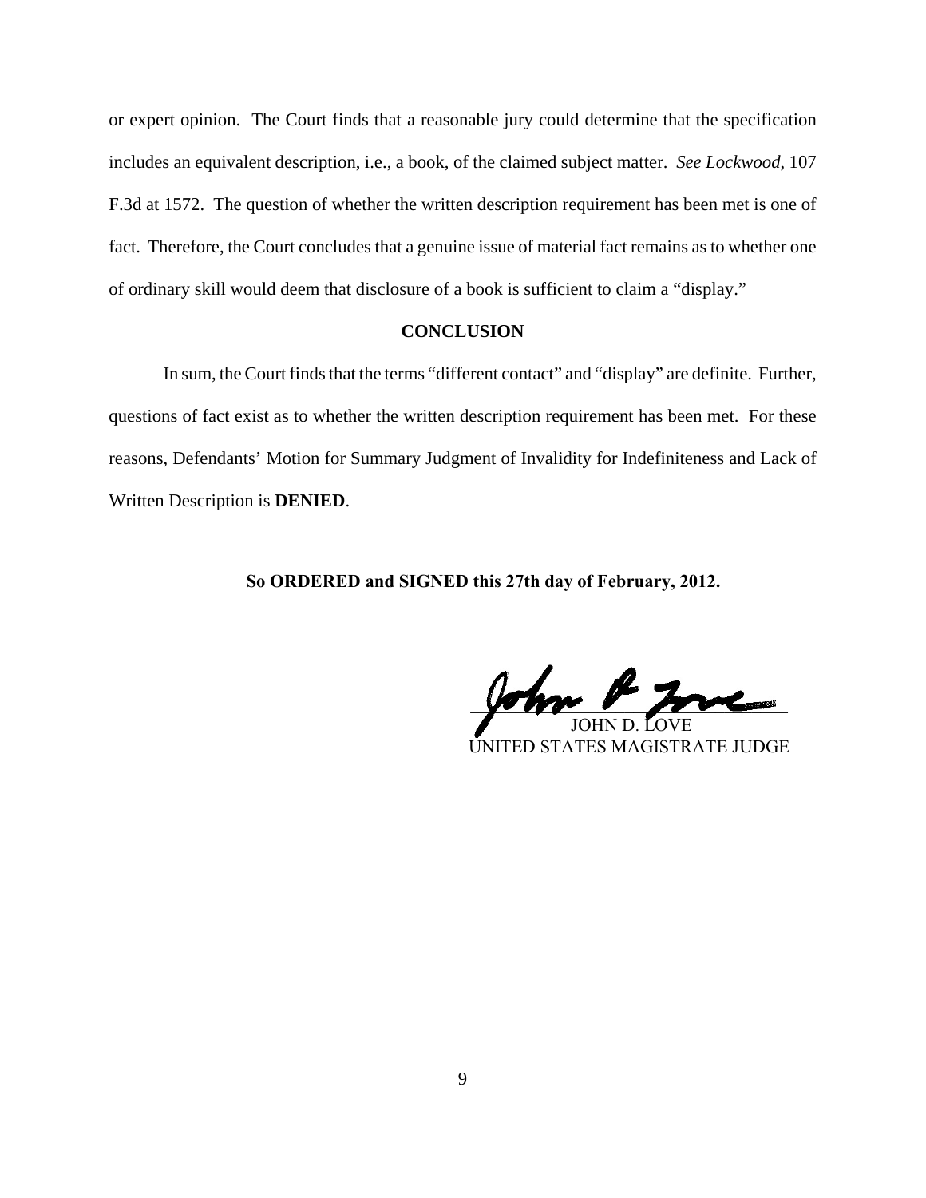or expert opinion. The Court finds that a reasonable jury could determine that the specification includes an equivalent description, i.e., a book, of the claimed subject matter. *See Lockwood*, 107 F.3d at 1572. The question of whether the written description requirement has been met is one of fact. Therefore, the Court concludes that a genuine issue of material fact remains as to whether one of ordinary skill would deem that disclosure of a book is sufficient to claim a "display."

## CONCLUSION

In sum, the Court finds that the terms "different contact" and "display" are definite. Further, questions of fact exist as to whether the written description requirement has been met. For these reasons, Defendants' Motion for Summary Judgment of Invalidity for Indefiniteness and Lack of Written Description is **DENIED**.

**So ORDERED and SIGNED this 27th day of February, 2012.**

JOHN D. LOVE
UNITED STATES MAGISTRATE JUDGE